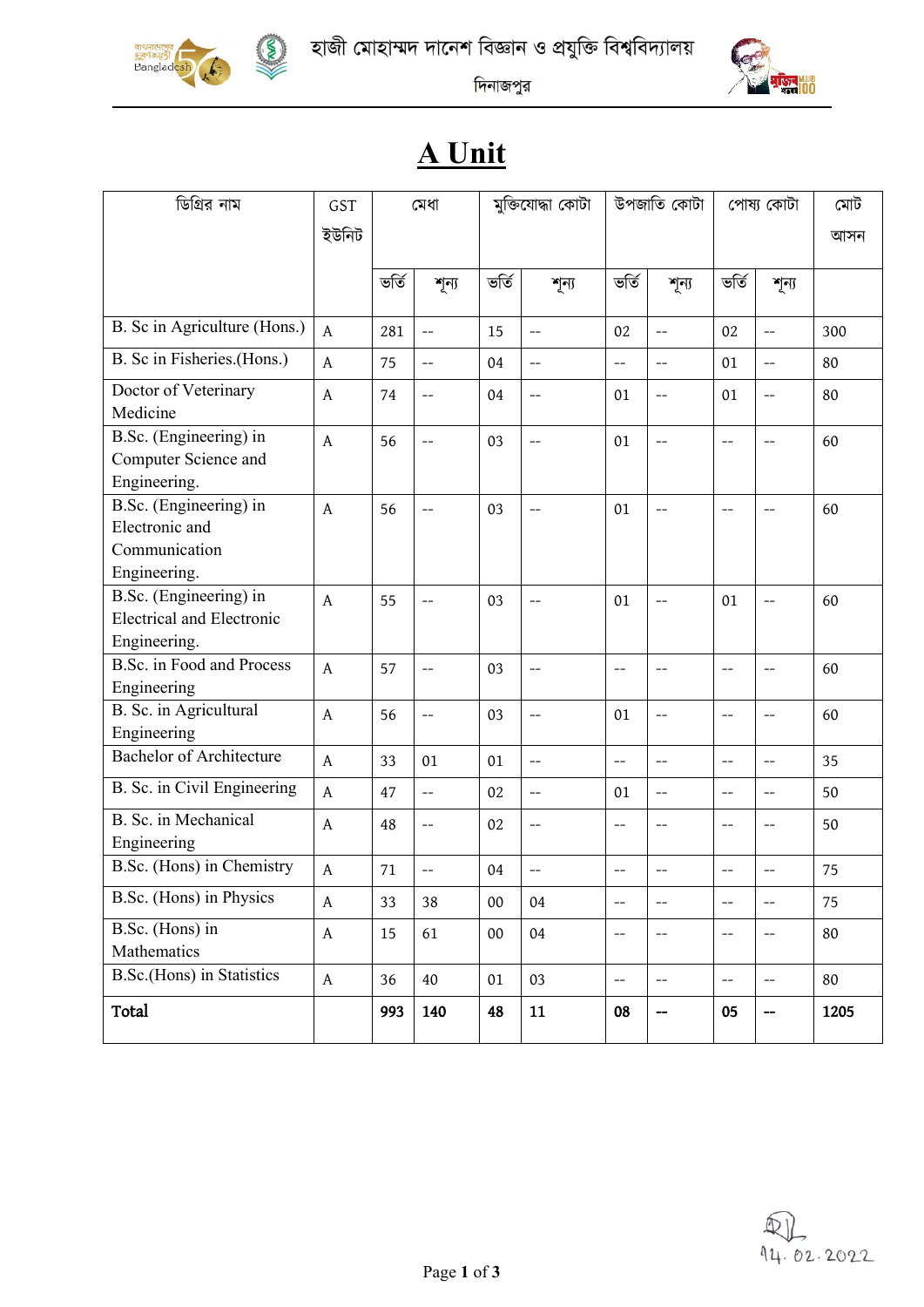হাজী মোহাম্মদ দানেশ বিজ্ঞান ও প্রযুক্তি বিশ্ববিদ্যালয়

দিনাজপুর

# A Unit

| ডিগ্রির নাম | GST ইউনিট | মেধা | | মুক্তিযোদ্ধা কোটা | | উপজাতি কোটা | | পোষ্য কোটা | | মোট আসন |
|---|---|---|---|---|---|---|---|---|---|---|
| | | ভর্তি | শূন্য | ভর্তি | শূন্য | ভর্তি | শূন্য | ভর্তি | শূন্য | |
| B. Sc in Agriculture (Hons.) | A | 281 | -- | 15 | -- | 02 | -- | 02 | -- | 300 |
| B. Sc in Fisheries.(Hons.) | A | 75 | -- | 04 | -- | -- | -- | 01 | -- | 80 |
| Doctor of Veterinary Medicine | A | 74 | -- | 04 | -- | 01 | -- | 01 | -- | 80 |
| B.Sc. (Engineering) in Computer Science and Engineering. | A | 56 | -- | 03 | -- | 01 | -- | -- | -- | 60 |
| B.Sc. (Engineering) in Electronic and Communication Engineering. | A | 56 | -- | 03 | -- | 01 | -- | -- | -- | 60 |
| B.Sc. (Engineering) in Electrical and Electronic Engineering. | A | 55 | -- | 03 | -- | 01 | -- | 01 | -- | 60 |
| B.Sc. in Food and Process Engineering | A | 57 | -- | 03 | -- | -- | -- | -- | -- | 60 |
| B. Sc. in Agricultural Engineering | A | 56 | -- | 03 | -- | 01 | -- | -- | -- | 60 |
| Bachelor of Architecture | A | 33 | 01 | 01 | -- | -- | -- | -- | -- | 35 |
| B. Sc. in Civil Engineering | A | 47 | -- | 02 | -- | 01 | -- | -- | -- | 50 |
| B. Sc. in Mechanical Engineering | A | 48 | -- | 02 | -- | -- | -- | -- | -- | 50 |
| B.Sc. (Hons) in Chemistry | A | 71 | -- | 04 | -- | -- | -- | -- | -- | 75 |
| B.Sc. (Hons) in Physics | A | 33 | 38 | 00 | 04 | -- | -- | -- | -- | 75 |
| B.Sc. (Hons) in Mathematics | A | 15 | 61 | 00 | 04 | -- | -- | -- | -- | 80 |
| B.Sc.(Hons) in Statistics | A | 36 | 40 | 01 | 03 | -- | -- | -- | -- | 80 |
| **Total** | | **993** | **140** | **48** | **11** | **08** | **--** | **05** | **--** | **1205** |

14.02.2022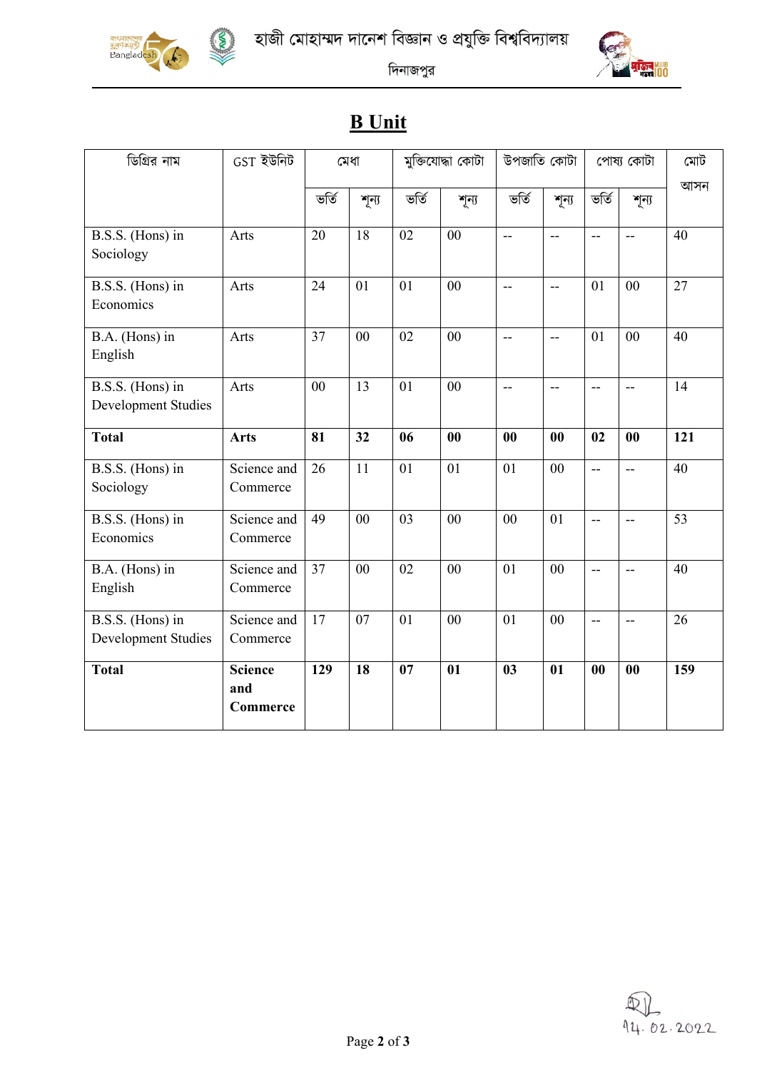হাজী মোহাম্মদ দানেশ বিজ্ঞান ও প্রযুক্তি বিশ্ববিদ্যালয়

দিনাজপুর

# B Unit

| ডিগ্রির নাম | GST ইউনিট | মেধা | | মুক্তিযোদ্ধা কোটা | | উপজাতি কোটা | | পোষ্য কোটা | | মোট আসন |
|---|---|---|---|---|---|---|---|---|---|---|
| | | ভর্তি | শূন্য | ভর্তি | শূন্য | ভর্তি | শূন্য | ভর্তি | শূন্য | |
| B.S.S. (Hons) in Sociology | Arts | 20 | 18 | 02 | 00 | -- | -- | -- | -- | 40 |
| B.S.S. (Hons) in Economics | Arts | 24 | 01 | 01 | 00 | -- | -- | 01 | 00 | 27 |
| B.A. (Hons) in English | Arts | 37 | 00 | 02 | 00 | -- | -- | 01 | 00 | 40 |
| B.S.S. (Hons) in Development Studies | Arts | 00 | 13 | 01 | 00 | -- | -- | -- | -- | 14 |
| **Total** | **Arts** | **81** | **32** | **06** | **00** | **00** | **00** | **02** | **00** | **121** |
| B.S.S. (Hons) in Sociology | Science and Commerce | 26 | 11 | 01 | 01 | 01 | 00 | -- | -- | 40 |
| B.S.S. (Hons) in Economics | Science and Commerce | 49 | 00 | 03 | 00 | 00 | 01 | -- | -- | 53 |
| B.A. (Hons) in English | Science and Commerce | 37 | 00 | 02 | 00 | 01 | 00 | -- | -- | 40 |
| B.S.S. (Hons) in Development Studies | Science and Commerce | 17 | 07 | 01 | 00 | 01 | 00 | -- | -- | 26 |
| **Total** | **Science and Commerce** | **129** | **18** | **07** | **01** | **03** | **01** | **00** | **00** | **159** |

14.02.2022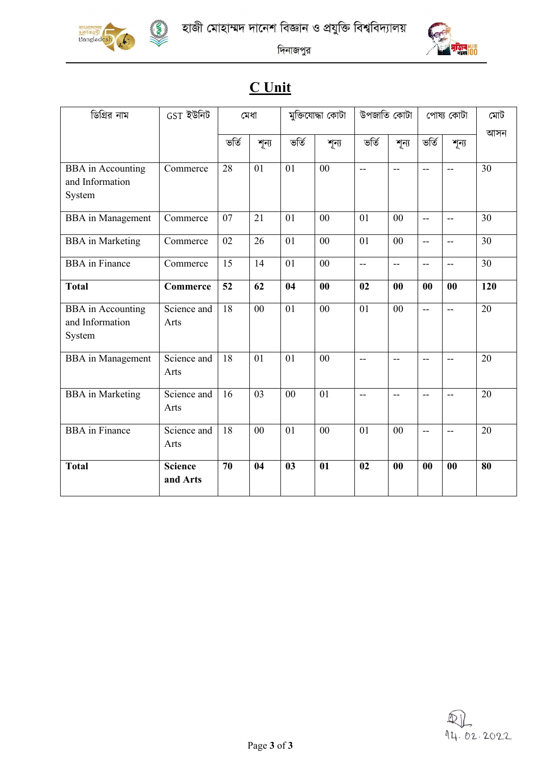হাজী মোহাম্মদ দানেশ বিজ্ঞান ও প্রযুক্তি বিশ্ববিদ্যালয়

দিনাজপুর

# C Unit

| ডিগ্রির নাম | GST ইউনিট | মেধা | | মুক্তিযোদ্ধা কোটা | | উপজাতি কোটা | | পোষ্য কোটা | | মোট আসন |
|---|---|---|---|---|---|---|---|---|---|---|
| | | ভর্তি | শূন্য | ভর্তি | শূন্য | ভর্তি | শূন্য | ভর্তি | শূন্য | |
| BBA in Accounting and Information System | Commerce | 28 | 01 | 01 | 00 | -- | -- | -- | -- | 30 |
| BBA in Management | Commerce | 07 | 21 | 01 | 00 | 01 | 00 | -- | -- | 30 |
| BBA in Marketing | Commerce | 02 | 26 | 01 | 00 | 01 | 00 | -- | -- | 30 |
| BBA in Finance | Commerce | 15 | 14 | 01 | 00 | -- | -- | -- | -- | 30 |
| **Total** | **Commerce** | **52** | **62** | **04** | **00** | **02** | **00** | **00** | **00** | **120** |
| BBA in Accounting and Information System | Science and Arts | 18 | 00 | 01 | 00 | 01 | 00 | -- | -- | 20 |
| BBA in Management | Science and Arts | 18 | 01 | 01 | 00 | -- | -- | -- | -- | 20 |
| BBA in Marketing | Science and Arts | 16 | 03 | 00 | 01 | -- | -- | -- | -- | 20 |
| BBA in Finance | Science and Arts | 18 | 00 | 01 | 00 | 01 | 00 | -- | -- | 20 |
| **Total** | **Science and Arts** | **70** | **04** | **03** | **01** | **02** | **00** | **00** | **00** | **80** |

14.02.2022